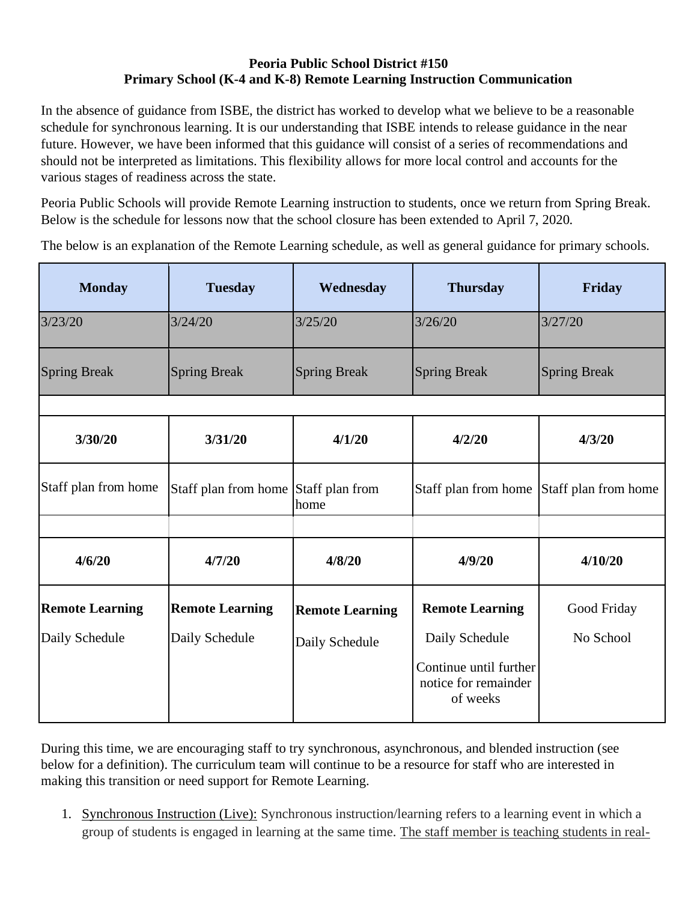**Peoria Public School District #150**
**Primary School (K-4 and K-8) Remote Learning Instruction Communication**

In the absence of guidance from ISBE, the district has worked to develop what we believe to be a reasonable schedule for synchronous learning. It is our understanding that ISBE intends to release guidance in the near future. However, we have been informed that this guidance will consist of a series of recommendations and should not be interpreted as limitations. This flexibility allows for more local control and accounts for the various stages of readiness across the state.

Peoria Public Schools will provide Remote Learning instruction to students, once we return from Spring Break. Below is the schedule for lessons now that the school closure has been extended to April 7, 2020.

The below is an explanation of the Remote Learning schedule, as well as general guidance for primary schools.

| Monday | Tuesday | Wednesday | Thursday | Friday |
|---|---|---|---|---|
| 3/23/20 | 3/24/20 | 3/25/20 | 3/26/20 | 3/27/20 |
| Spring Break | Spring Break | Spring Break | Spring Break | Spring Break |
| | | | | |
| **3/30/20** | **3/31/20** | **4/1/20** | **4/2/20** | **4/3/20** |
| Staff plan from home | Staff plan from home | Staff plan from home | Staff plan from home | Staff plan from home |
| | | | | |
| **4/6/20** | **4/7/20** | **4/8/20** | **4/9/20** | **4/10/20** |
| **Remote Learning** Daily Schedule | **Remote Learning** Daily Schedule | **Remote Learning** Daily Schedule | **Remote Learning** Daily Schedule Continue until further notice for remainder of weeks | Good Friday No School |

During this time, we are encouraging staff to try synchronous, asynchronous, and blended instruction (see below for a definition). The curriculum team will continue to be a resource for staff who are interested in making this transition or need support for Remote Learning.

1. Synchronous Instruction (Live): Synchronous instruction/learning refers to a learning event in which a group of students is engaged in learning at the same time. The staff member is teaching students in real-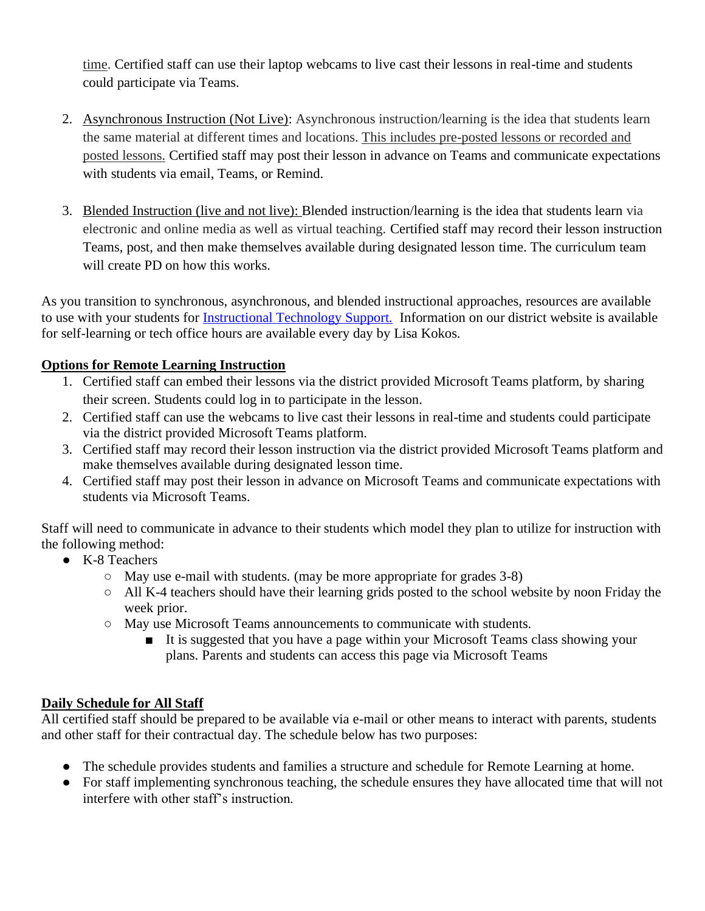time. Certified staff can use their laptop webcams to live cast their lessons in real-time and students could participate via Teams.

2. Asynchronous Instruction (Not Live): Asynchronous instruction/learning is the idea that students learn the same material at different times and locations. This includes pre-posted lessons or recorded and posted lessons. Certified staff may post their lesson in advance on Teams and communicate expectations with students via email, Teams, or Remind.

3. Blended Instruction (live and not live): Blended instruction/learning is the idea that students learn via electronic and online media as well as virtual teaching. Certified staff may record their lesson instruction Teams, post, and then make themselves available during designated lesson time. The curriculum team will create PD on how this works.

As you transition to synchronous, asynchronous, and blended instructional approaches, resources are available to use with your students for Instructional Technology Support. Information on our district website is available for self-learning or tech office hours are available every day by Lisa Kokos.

**Options for Remote Learning Instruction**

1. Certified staff can embed their lessons via the district provided Microsoft Teams platform, by sharing their screen. Students could log in to participate in the lesson.
2. Certified staff can use the webcams to live cast their lessons in real-time and students could participate via the district provided Microsoft Teams platform.
3. Certified staff may record their lesson instruction via the district provided Microsoft Teams platform and make themselves available during designated lesson time.
4. Certified staff may post their lesson in advance on Microsoft Teams and communicate expectations with students via Microsoft Teams.

Staff will need to communicate in advance to their students which model they plan to utilize for instruction with the following method:

- K-8 Teachers
  - May use e-mail with students. (may be more appropriate for grades 3-8)
  - All K-4 teachers should have their learning grids posted to the school website by noon Friday the week prior.
  - May use Microsoft Teams announcements to communicate with students.
    - It is suggested that you have a page within your Microsoft Teams class showing your plans. Parents and students can access this page via Microsoft Teams

**Daily Schedule for All Staff**

All certified staff should be prepared to be available via e-mail or other means to interact with parents, students and other staff for their contractual day. The schedule below has two purposes:

- The schedule provides students and families a structure and schedule for Remote Learning at home.
- For staff implementing synchronous teaching, the schedule ensures they have allocated time that will not interfere with other staff's instruction.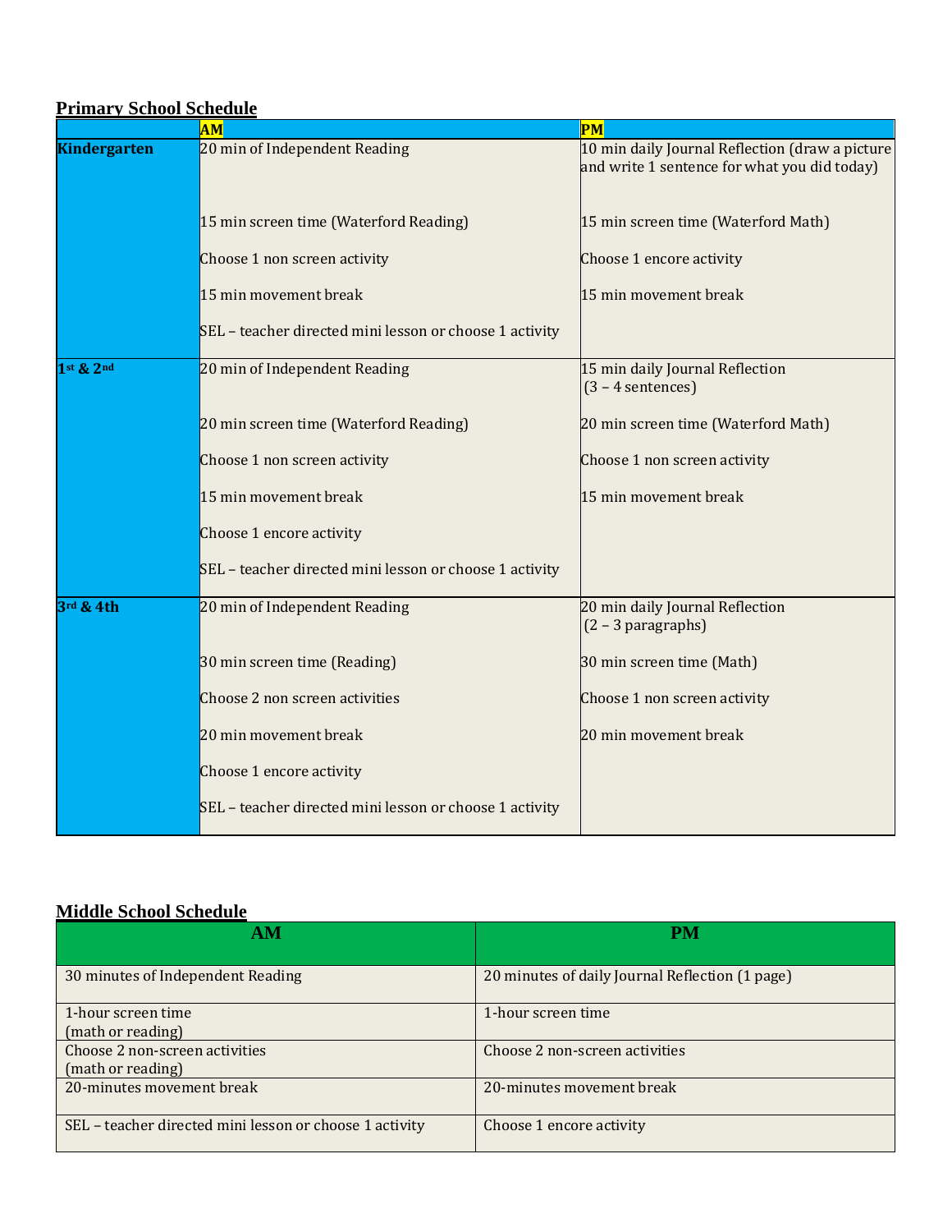## Primary School Schedule

| | AM | PM |
|---|---|---|
| **Kindergarten** | 20 min of Independent Reading<br><br>15 min screen time (Waterford Reading)<br><br>Choose 1 non screen activity<br><br>15 min movement break<br><br>SEL – teacher directed mini lesson or choose 1 activity | 10 min daily Journal Reflection (draw a picture and write 1 sentence for what you did today)<br><br>15 min screen time (Waterford Math)<br><br>Choose 1 encore activity<br><br>15 min movement break |
| **1st & 2nd** | 20 min of Independent Reading<br><br>20 min screen time (Waterford Reading)<br><br>Choose 1 non screen activity<br><br>15 min movement break<br><br>Choose 1 encore activity<br><br>SEL – teacher directed mini lesson or choose 1 activity | 15 min daily Journal Reflection (3 – 4 sentences)<br><br>20 min screen time (Waterford Math)<br><br>Choose 1 non screen activity<br><br>15 min movement break |
| **3rd & 4th** | 20 min of Independent Reading<br><br>30 min screen time (Reading)<br><br>Choose 2 non screen activities<br><br>20 min movement break<br><br>Choose 1 encore activity<br><br>SEL – teacher directed mini lesson or choose 1 activity | 20 min daily Journal Reflection (2 – 3 paragraphs)<br><br>30 min screen time (Math)<br><br>Choose 1 non screen activity<br><br>20 min movement break |

## Middle School Schedule

| AM | PM |
|---|---|
| 30 minutes of Independent Reading | 20 minutes of daily Journal Reflection (1 page) |
| 1-hour screen time (math or reading) | 1-hour screen time |
| Choose 2 non-screen activities (math or reading) | Choose 2 non-screen activities |
| 20-minutes movement break | 20-minutes movement break |
| SEL – teacher directed mini lesson or choose 1 activity | Choose 1 encore activity |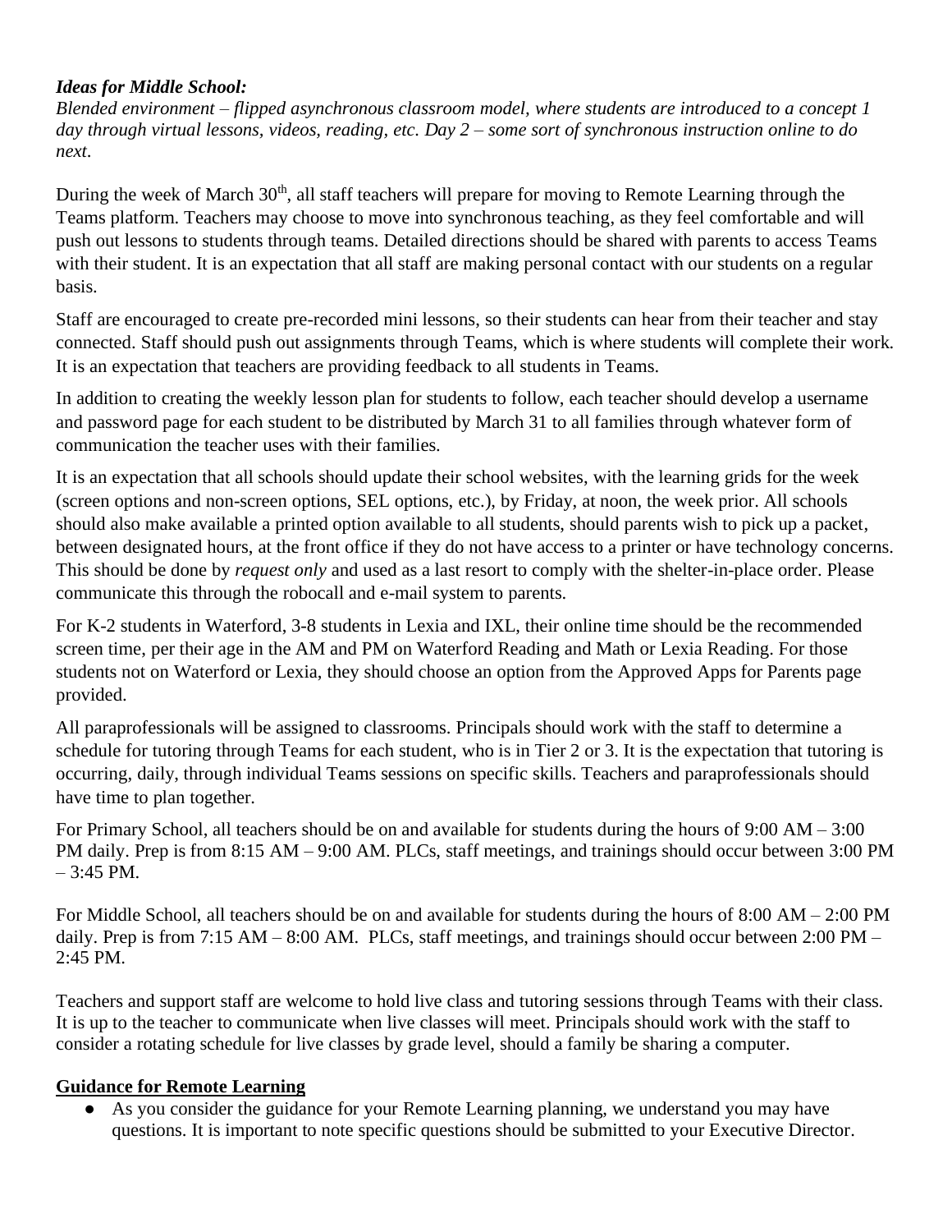***Ideas for Middle School:***
*Blended environment – flipped asynchronous classroom model, where students are introduced to a concept 1 day through virtual lessons, videos, reading, etc. Day 2 – some sort of synchronous instruction online to do next.*

During the week of March 30th, all staff teachers will prepare for moving to Remote Learning through the Teams platform. Teachers may choose to move into synchronous teaching, as they feel comfortable and will push out lessons to students through teams. Detailed directions should be shared with parents to access Teams with their student. It is an expectation that all staff are making personal contact with our students on a regular basis.

Staff are encouraged to create pre-recorded mini lessons, so their students can hear from their teacher and stay connected. Staff should push out assignments through Teams, which is where students will complete their work. It is an expectation that teachers are providing feedback to all students in Teams.

In addition to creating the weekly lesson plan for students to follow, each teacher should develop a username and password page for each student to be distributed by March 31 to all families through whatever form of communication the teacher uses with their families.

It is an expectation that all schools should update their school websites, with the learning grids for the week (screen options and non-screen options, SEL options, etc.), by Friday, at noon, the week prior. All schools should also make available a printed option available to all students, should parents wish to pick up a packet, between designated hours, at the front office if they do not have access to a printer or have technology concerns. This should be done by *request only* and used as a last resort to comply with the shelter-in-place order. Please communicate this through the robocall and e-mail system to parents.

For K-2 students in Waterford, 3-8 students in Lexia and IXL, their online time should be the recommended screen time, per their age in the AM and PM on Waterford Reading and Math or Lexia Reading. For those students not on Waterford or Lexia, they should choose an option from the Approved Apps for Parents page provided.

All paraprofessionals will be assigned to classrooms. Principals should work with the staff to determine a schedule for tutoring through Teams for each student, who is in Tier 2 or 3. It is the expectation that tutoring is occurring, daily, through individual Teams sessions on specific skills. Teachers and paraprofessionals should have time to plan together.

For Primary School, all teachers should be on and available for students during the hours of 9:00 AM – 3:00 PM daily. Prep is from 8:15 AM – 9:00 AM. PLCs, staff meetings, and trainings should occur between 3:00 PM – 3:45 PM.

For Middle School, all teachers should be on and available for students during the hours of 8:00 AM – 2:00 PM daily. Prep is from 7:15 AM – 8:00 AM. PLCs, staff meetings, and trainings should occur between 2:00 PM – 2:45 PM.

Teachers and support staff are welcome to hold live class and tutoring sessions through Teams with their class. It is up to the teacher to communicate when live classes will meet. Principals should work with the staff to consider a rotating schedule for live classes by grade level, should a family be sharing a computer.

**Guidance for Remote Learning**

- As you consider the guidance for your Remote Learning planning, we understand you may have questions. It is important to note specific questions should be submitted to your Executive Director.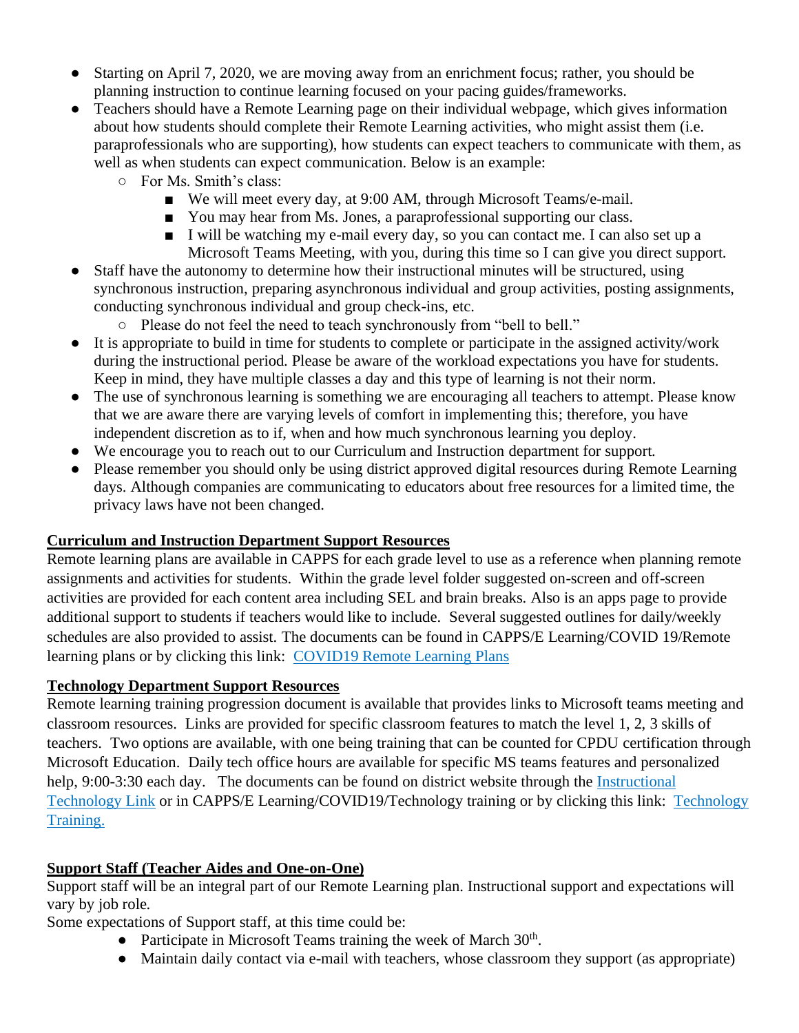- Starting on April 7, 2020, we are moving away from an enrichment focus; rather, you should be planning instruction to continue learning focused on your pacing guides/frameworks.
- Teachers should have a Remote Learning page on their individual webpage, which gives information about how students should complete their Remote Learning activities, who might assist them (i.e. paraprofessionals who are supporting), how students can expect teachers to communicate with them, as well as when students can expect communication. Below is an example:
  - For Ms. Smith's class:
    - We will meet every day, at 9:00 AM, through Microsoft Teams/e-mail.
    - You may hear from Ms. Jones, a paraprofessional supporting our class.
    - I will be watching my e-mail every day, so you can contact me. I can also set up a Microsoft Teams Meeting, with you, during this time so I can give you direct support.
- Staff have the autonomy to determine how their instructional minutes will be structured, using synchronous instruction, preparing asynchronous individual and group activities, posting assignments, conducting synchronous individual and group check-ins, etc.
  - Please do not feel the need to teach synchronously from "bell to bell."
- It is appropriate to build in time for students to complete or participate in the assigned activity/work during the instructional period. Please be aware of the workload expectations you have for students. Keep in mind, they have multiple classes a day and this type of learning is not their norm.
- The use of synchronous learning is something we are encouraging all teachers to attempt. Please know that we are aware there are varying levels of comfort in implementing this; therefore, you have independent discretion as to if, when and how much synchronous learning you deploy.
- We encourage you to reach out to our Curriculum and Instruction department for support.
- Please remember you should only be using district approved digital resources during Remote Learning days. Although companies are communicating to educators about free resources for a limited time, the privacy laws have not been changed.

**Curriculum and Instruction Department Support Resources**

Remote learning plans are available in CAPPS for each grade level to use as a reference when planning remote assignments and activities for students. Within the grade level folder suggested on-screen and off-screen activities are provided for each content area including SEL and brain breaks. Also is an apps page to provide additional support to students if teachers would like to include. Several suggested outlines for daily/weekly schedules are also provided to assist. The documents can be found in CAPPS/E Learning/COVID 19/Remote learning plans or by clicking this link: COVID19 Remote Learning Plans

**Technology Department Support Resources**

Remote learning training progression document is available that provides links to Microsoft teams meeting and classroom resources. Links are provided for specific classroom features to match the level 1, 2, 3 skills of teachers. Two options are available, with one being training that can be counted for CPDU certification through Microsoft Education. Daily tech office hours are available for specific MS teams features and personalized help, 9:00-3:30 each day. The documents can be found on district website through the Instructional Technology Link or in CAPPS/E Learning/COVID19/Technology training or by clicking this link: Technology Training.

**Support Staff (Teacher Aides and One-on-One)**

Support staff will be an integral part of our Remote Learning plan. Instructional support and expectations will vary by job role.

Some expectations of Support staff, at this time could be:

- Participate in Microsoft Teams training the week of March 30th.
- Maintain daily contact via e-mail with teachers, whose classroom they support (as appropriate)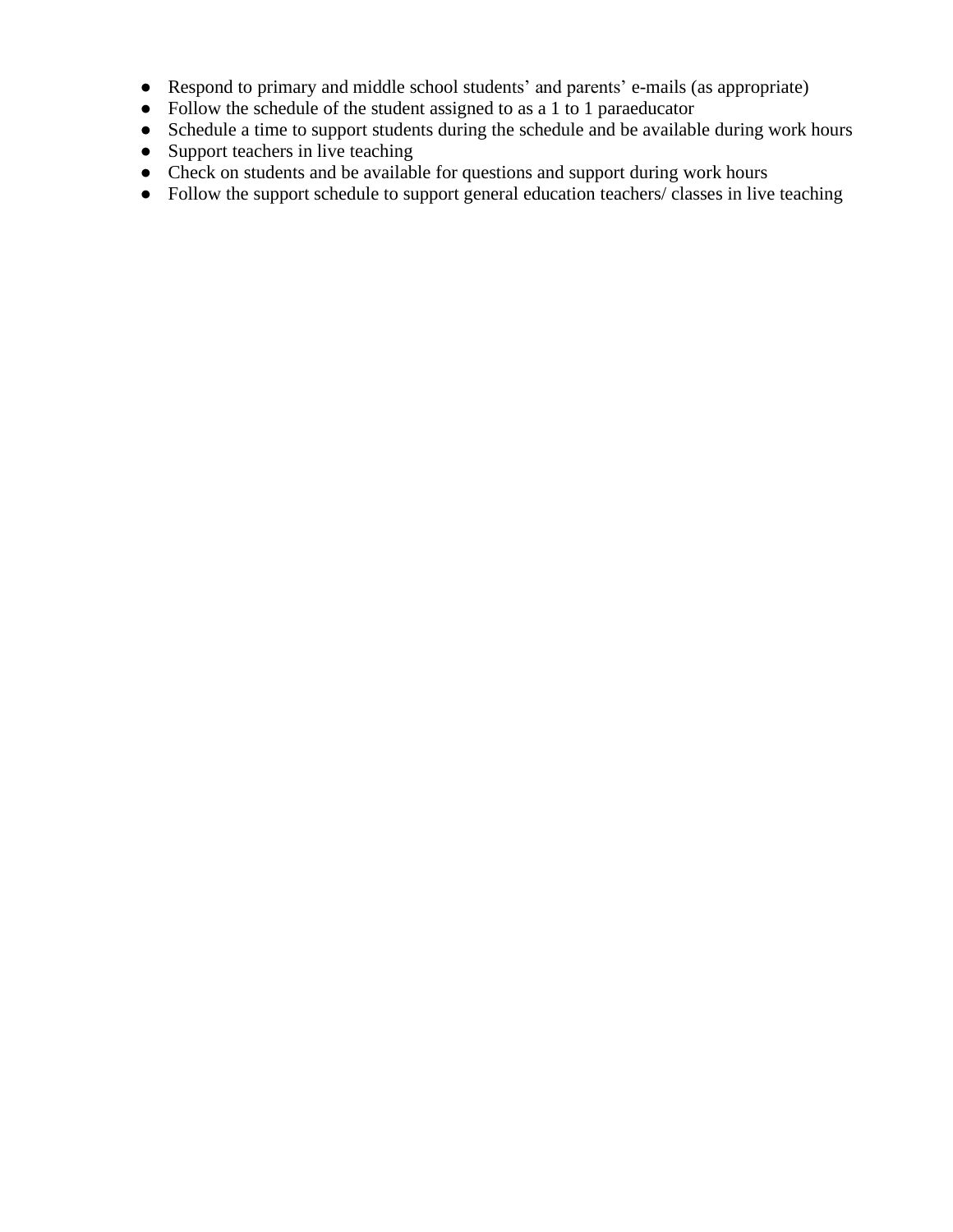- Respond to primary and middle school students' and parents' e-mails (as appropriate)
- Follow the schedule of the student assigned to as a 1 to 1 paraeducator
- Schedule a time to support students during the schedule and be available during work hours
- Support teachers in live teaching
- Check on students and be available for questions and support during work hours
- Follow the support schedule to support general education teachers/ classes in live teaching